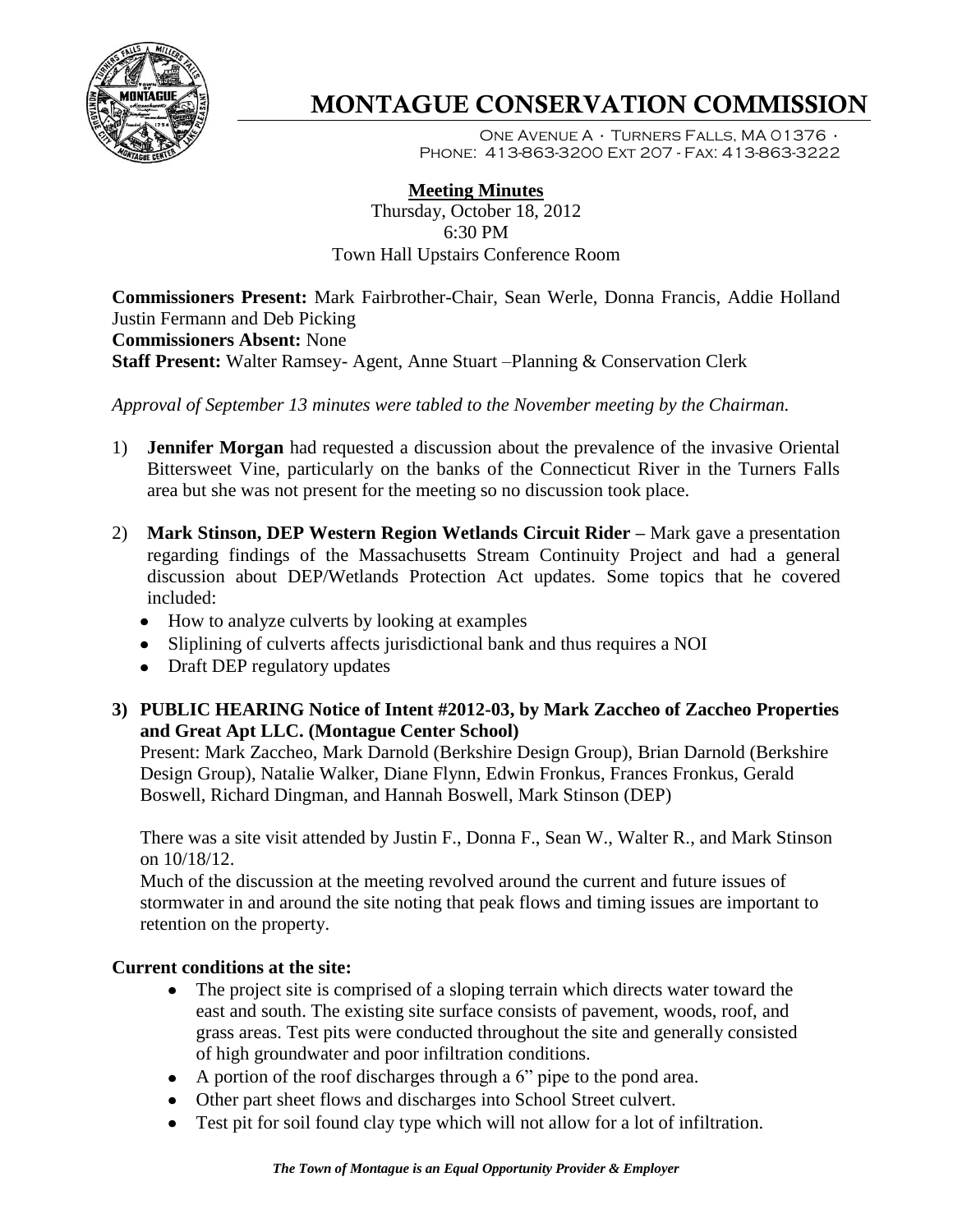# MONTAGUE CONSERVATION COMMISSION

One Avenue A · Turners Falls, MA 01376 · Phone: 413-863-3200 Ext 207 - Fax: 413-863-3222

**Meeting Minutes**
Thursday, October 18, 2012
6:30 PM
Town Hall Upstairs Conference Room

**Commissioners Present:** Mark Fairbrother-Chair, Sean Werle, Donna Francis, Addie Holland Justin Fermann and Deb Picking
**Commissioners Absent:** None
**Staff Present:** Walter Ramsey- Agent, Anne Stuart –Planning & Conservation Clerk

*Approval of September 13 minutes were tabled to the November meeting by the Chairman.*

1) **Jennifer Morgan** had requested a discussion about the prevalence of the invasive Oriental Bittersweet Vine, particularly on the banks of the Connecticut River in the Turners Falls area but she was not present for the meeting so no discussion took place.

2) **Mark Stinson, DEP Western Region Wetlands Circuit Rider –** Mark gave a presentation regarding findings of the Massachusetts Stream Continuity Project and had a general discussion about DEP/Wetlands Protection Act updates. Some topics that he covered included:
   - How to analyze culverts by looking at examples
   - Sliplining of culverts affects jurisdictional bank and thus requires a NOI
   - Draft DEP regulatory updates

3) **PUBLIC HEARING Notice of Intent #2012-03, by Mark Zaccheo of Zaccheo Properties and Great Apt LLC. (Montague Center School)**

   Present: Mark Zaccheo, Mark Darnold (Berkshire Design Group), Brian Darnold (Berkshire Design Group), Natalie Walker, Diane Flynn, Edwin Fronkus, Frances Fronkus, Gerald Boswell, Richard Dingman, and Hannah Boswell, Mark Stinson (DEP)

   There was a site visit attended by Justin F., Donna F., Sean W., Walter R., and Mark Stinson on 10/18/12.

   Much of the discussion at the meeting revolved around the current and future issues of stormwater in and around the site noting that peak flows and timing issues are important to retention on the property.

**Current conditions at the site:**

- The project site is comprised of a sloping terrain which directs water toward the east and south. The existing site surface consists of pavement, woods, roof, and grass areas. Test pits were conducted throughout the site and generally consisted of high groundwater and poor infiltration conditions.
- A portion of the roof discharges through a 6" pipe to the pond area.
- Other part sheet flows and discharges into School Street culvert.
- Test pit for soil found clay type which will not allow for a lot of infiltration.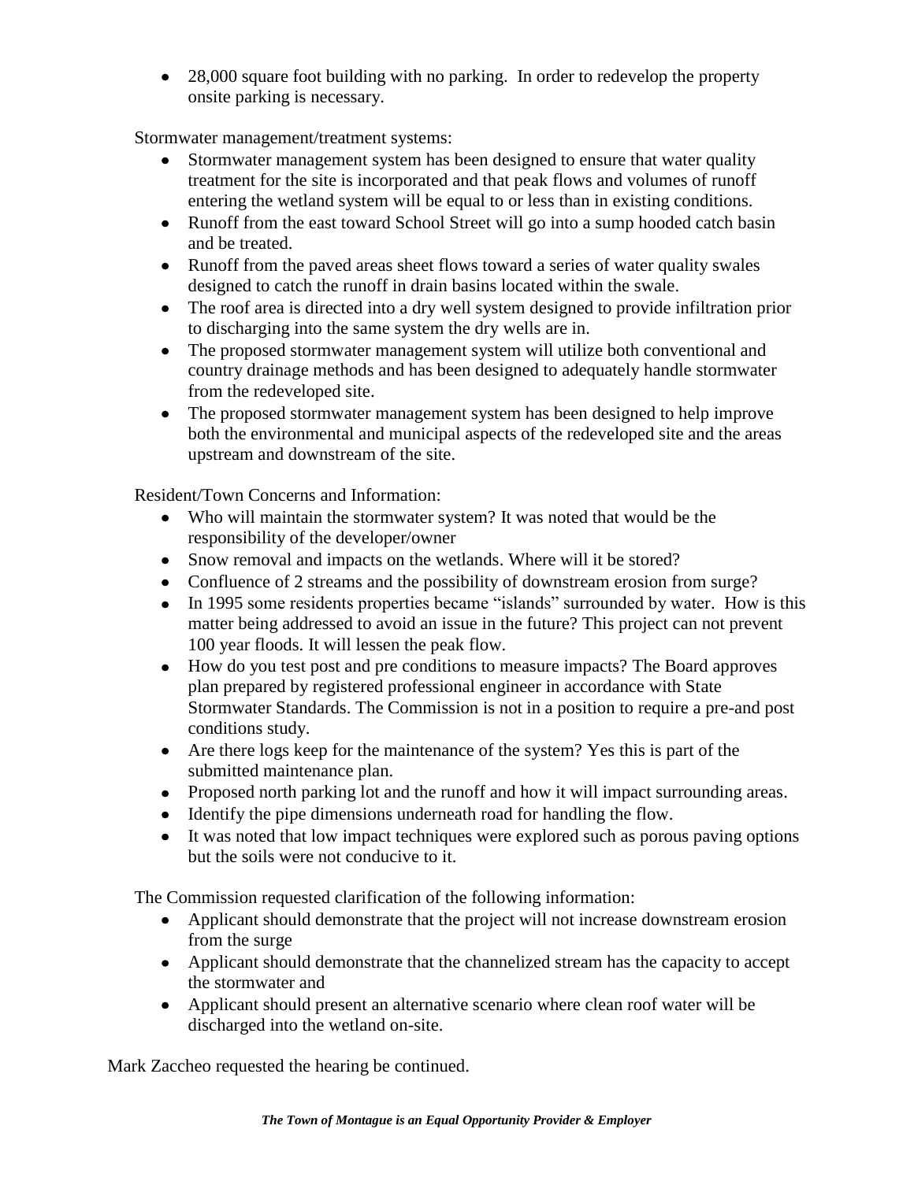- 28,000 square foot building with no parking. In order to redevelop the property onsite parking is necessary.

Stormwater management/treatment systems:

- Stormwater management system has been designed to ensure that water quality treatment for the site is incorporated and that peak flows and volumes of runoff entering the wetland system will be equal to or less than in existing conditions.
- Runoff from the east toward School Street will go into a sump hooded catch basin and be treated.
- Runoff from the paved areas sheet flows toward a series of water quality swales designed to catch the runoff in drain basins located within the swale.
- The roof area is directed into a dry well system designed to provide infiltration prior to discharging into the same system the dry wells are in.
- The proposed stormwater management system will utilize both conventional and country drainage methods and has been designed to adequately handle stormwater from the redeveloped site.
- The proposed stormwater management system has been designed to help improve both the environmental and municipal aspects of the redeveloped site and the areas upstream and downstream of the site.

Resident/Town Concerns and Information:

- Who will maintain the stormwater system? It was noted that would be the responsibility of the developer/owner
- Snow removal and impacts on the wetlands. Where will it be stored?
- Confluence of 2 streams and the possibility of downstream erosion from surge?
- In 1995 some residents properties became "islands" surrounded by water. How is this matter being addressed to avoid an issue in the future? This project can not prevent 100 year floods. It will lessen the peak flow.
- How do you test post and pre conditions to measure impacts? The Board approves plan prepared by registered professional engineer in accordance with State Stormwater Standards. The Commission is not in a position to require a pre-and post conditions study.
- Are there logs keep for the maintenance of the system? Yes this is part of the submitted maintenance plan.
- Proposed north parking lot and the runoff and how it will impact surrounding areas.
- Identify the pipe dimensions underneath road for handling the flow.
- It was noted that low impact techniques were explored such as porous paving options but the soils were not conducive to it.

The Commission requested clarification of the following information:

- Applicant should demonstrate that the project will not increase downstream erosion from the surge
- Applicant should demonstrate that the channelized stream has the capacity to accept the stormwater and
- Applicant should present an alternative scenario where clean roof water will be discharged into the wetland on-site.

Mark Zaccheo requested the hearing be continued.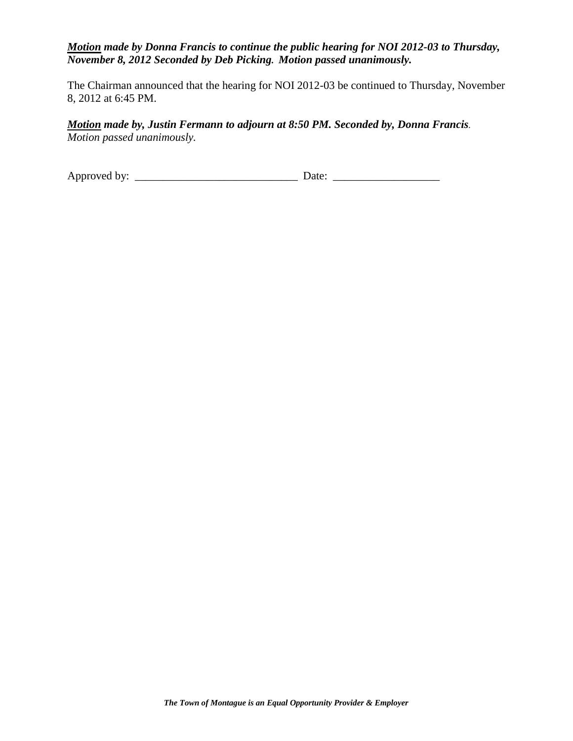***Motion* made by Donna Francis to continue the public hearing for NOI 2012-03 to Thursday, November 8, 2012 Seconded by Deb Picking. Motion passed unanimously.**

The Chairman announced that the hearing for NOI 2012-03 be continued to Thursday, November 8, 2012 at 6:45 PM.

***Motion* made by, Justin Fermann to adjourn at 8:50 PM. Seconded by, Donna Francis.**
*Motion passed unanimously.*

Approved by: _____________________________ Date: ___________________

***The Town of Montague is an Equal Opportunity Provider & Employer***